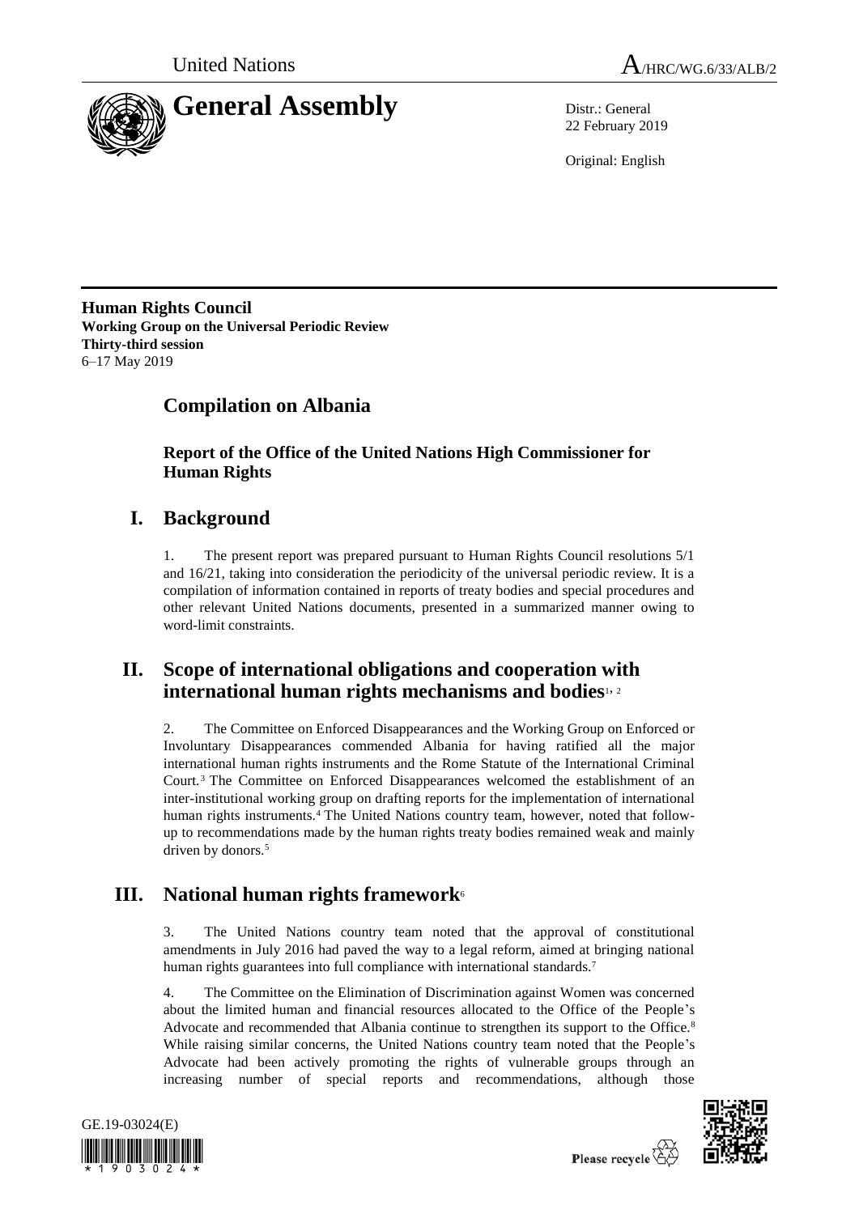United Nations A/HRC/WG.6/33/ALB/2

# General Assembly

Distr.: General
22 February 2019

Original: English

**Human Rights Council**
**Working Group on the Universal Periodic Review**
**Thirty-third session**
6–17 May 2019

## Compilation on Albania

### Report of the Office of the United Nations High Commissioner for Human Rights

## I. Background

1. The present report was prepared pursuant to Human Rights Council resolutions 5/1 and 16/21, taking into consideration the periodicity of the universal periodic review. It is a compilation of information contained in reports of treaty bodies and special procedures and other relevant United Nations documents, presented in a summarized manner owing to word-limit constraints.

## II. Scope of international obligations and cooperation with international human rights mechanisms and bodies[1, 2]

2. The Committee on Enforced Disappearances and the Working Group on Enforced or Involuntary Disappearances commended Albania for having ratified all the major international human rights instruments and the Rome Statute of the International Criminal Court.[3] The Committee on Enforced Disappearances welcomed the establishment of an inter-institutional working group on drafting reports for the implementation of international human rights instruments.[4] The United Nations country team, however, noted that follow-up to recommendations made by the human rights treaty bodies remained weak and mainly driven by donors.[5]

## III. National human rights framework[6]

3. The United Nations country team noted that the approval of constitutional amendments in July 2016 had paved the way to a legal reform, aimed at bringing national human rights guarantees into full compliance with international standards.[7]

4. The Committee on the Elimination of Discrimination against Women was concerned about the limited human and financial resources allocated to the Office of the People's Advocate and recommended that Albania continue to strengthen its support to the Office.[8] While raising similar concerns, the United Nations country team noted that the People's Advocate had been actively promoting the rights of vulnerable groups through an increasing number of special reports and recommendations, although those

GE.19-03024(E)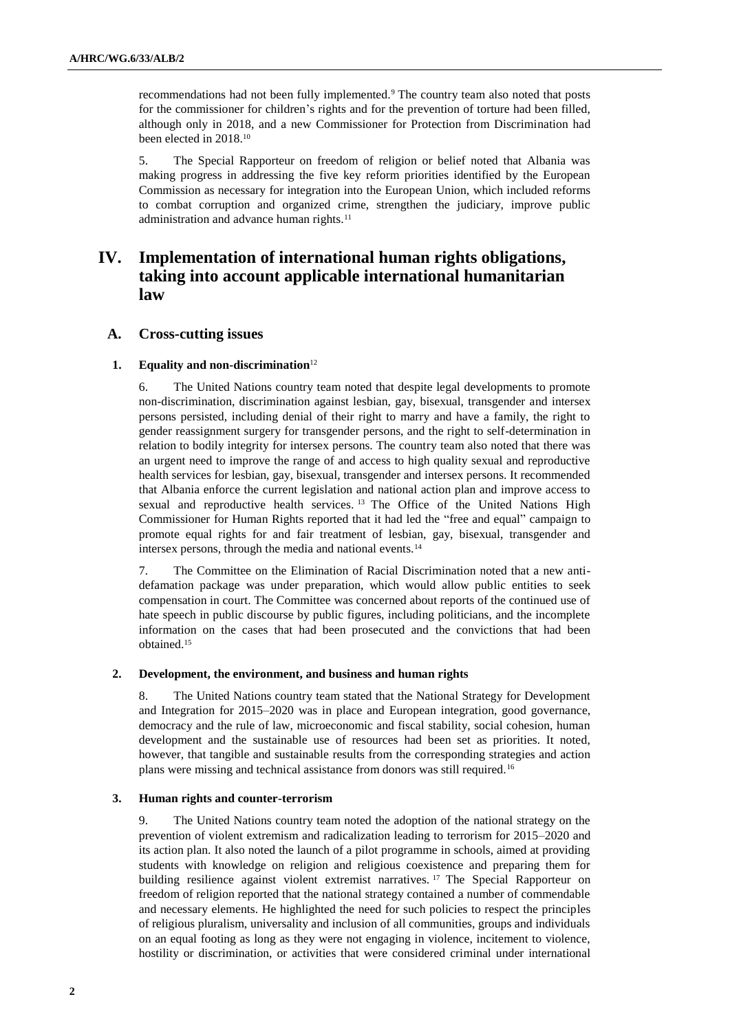recommendations had not been fully implemented.[9] The country team also noted that posts for the commissioner for children's rights and for the prevention of torture had been filled, although only in 2018, and a new Commissioner for Protection from Discrimination had been elected in 2018.[10]

5. The Special Rapporteur on freedom of religion or belief noted that Albania was making progress in addressing the five key reform priorities identified by the European Commission as necessary for integration into the European Union, which included reforms to combat corruption and organized crime, strengthen the judiciary, improve public administration and advance human rights.[11]

# IV. Implementation of international human rights obligations, taking into account applicable international humanitarian law

## A. Cross-cutting issues

### 1. Equality and non-discrimination[12]

6. The United Nations country team noted that despite legal developments to promote non-discrimination, discrimination against lesbian, gay, bisexual, transgender and intersex persons persisted, including denial of their right to marry and have a family, the right to gender reassignment surgery for transgender persons, and the right to self-determination in relation to bodily integrity for intersex persons. The country team also noted that there was an urgent need to improve the range of and access to high quality sexual and reproductive health services for lesbian, gay, bisexual, transgender and intersex persons. It recommended that Albania enforce the current legislation and national action plan and improve access to sexual and reproductive health services.[13] The Office of the United Nations High Commissioner for Human Rights reported that it had led the "free and equal" campaign to promote equal rights for and fair treatment of lesbian, gay, bisexual, transgender and intersex persons, through the media and national events.[14]

7. The Committee on the Elimination of Racial Discrimination noted that a new anti-defamation package was under preparation, which would allow public entities to seek compensation in court. The Committee was concerned about reports of the continued use of hate speech in public discourse by public figures, including politicians, and the incomplete information on the cases that had been prosecuted and the convictions that had been obtained.[15]

### 2. Development, the environment, and business and human rights

8. The United Nations country team stated that the National Strategy for Development and Integration for 2015–2020 was in place and European integration, good governance, democracy and the rule of law, microeconomic and fiscal stability, social cohesion, human development and the sustainable use of resources had been set as priorities. It noted, however, that tangible and sustainable results from the corresponding strategies and action plans were missing and technical assistance from donors was still required.[16]

### 3. Human rights and counter-terrorism

9. The United Nations country team noted the adoption of the national strategy on the prevention of violent extremism and radicalization leading to terrorism for 2015–2020 and its action plan. It also noted the launch of a pilot programme in schools, aimed at providing students with knowledge on religion and religious coexistence and preparing them for building resilience against violent extremist narratives.[17] The Special Rapporteur on freedom of religion reported that the national strategy contained a number of commendable and necessary elements. He highlighted the need for such policies to respect the principles of religious pluralism, universality and inclusion of all communities, groups and individuals on an equal footing as long as they were not engaging in violence, incitement to violence, hostility or discrimination, or activities that were considered criminal under international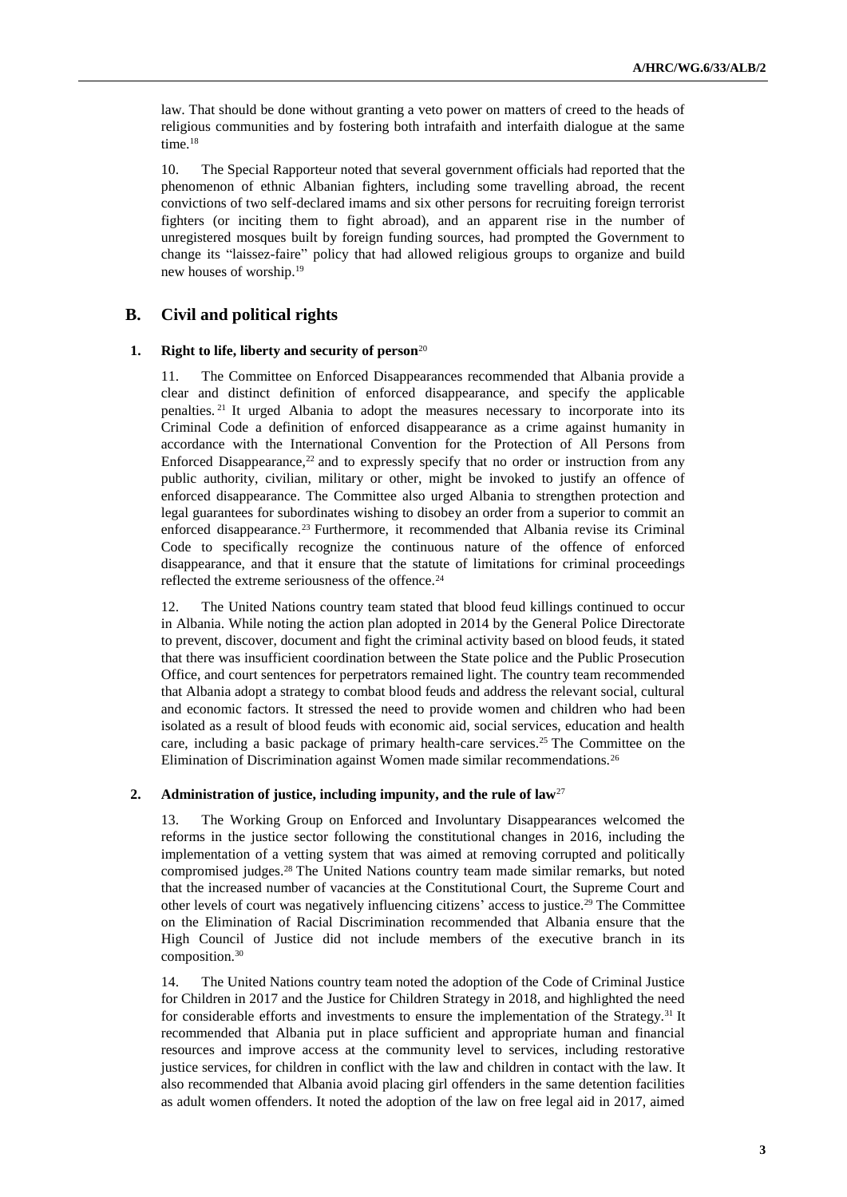law. That should be done without granting a veto power on matters of creed to the heads of religious communities and by fostering both intrafaith and interfaith dialogue at the same time.[18]

10. The Special Rapporteur noted that several government officials had reported that the phenomenon of ethnic Albanian fighters, including some travelling abroad, the recent convictions of two self-declared imams and six other persons for recruiting foreign terrorist fighters (or inciting them to fight abroad), and an apparent rise in the number of unregistered mosques built by foreign funding sources, had prompted the Government to change its "laissez-faire" policy that had allowed religious groups to organize and build new houses of worship.[19]

## B. Civil and political rights

### 1. Right to life, liberty and security of person[20]

11. The Committee on Enforced Disappearances recommended that Albania provide a clear and distinct definition of enforced disappearance, and specify the applicable penalties.[21] It urged Albania to adopt the measures necessary to incorporate into its Criminal Code a definition of enforced disappearance as a crime against humanity in accordance with the International Convention for the Protection of All Persons from Enforced Disappearance,[22] and to expressly specify that no order or instruction from any public authority, civilian, military or other, might be invoked to justify an offence of enforced disappearance. The Committee also urged Albania to strengthen protection and legal guarantees for subordinates wishing to disobey an order from a superior to commit an enforced disappearance.[23] Furthermore, it recommended that Albania revise its Criminal Code to specifically recognize the continuous nature of the offence of enforced disappearance, and that it ensure that the statute of limitations for criminal proceedings reflected the extreme seriousness of the offence.[24]

12. The United Nations country team stated that blood feud killings continued to occur in Albania. While noting the action plan adopted in 2014 by the General Police Directorate to prevent, discover, document and fight the criminal activity based on blood feuds, it stated that there was insufficient coordination between the State police and the Public Prosecution Office, and court sentences for perpetrators remained light. The country team recommended that Albania adopt a strategy to combat blood feuds and address the relevant social, cultural and economic factors. It stressed the need to provide women and children who had been isolated as a result of blood feuds with economic aid, social services, education and health care, including a basic package of primary health-care services.[25] The Committee on the Elimination of Discrimination against Women made similar recommendations.[26]

### 2. Administration of justice, including impunity, and the rule of law[27]

13. The Working Group on Enforced and Involuntary Disappearances welcomed the reforms in the justice sector following the constitutional changes in 2016, including the implementation of a vetting system that was aimed at removing corrupted and politically compromised judges.[28] The United Nations country team made similar remarks, but noted that the increased number of vacancies at the Constitutional Court, the Supreme Court and other levels of court was negatively influencing citizens' access to justice.[29] The Committee on the Elimination of Racial Discrimination recommended that Albania ensure that the High Council of Justice did not include members of the executive branch in its composition.[30]

14. The United Nations country team noted the adoption of the Code of Criminal Justice for Children in 2017 and the Justice for Children Strategy in 2018, and highlighted the need for considerable efforts and investments to ensure the implementation of the Strategy.[31] It recommended that Albania put in place sufficient and appropriate human and financial resources and improve access at the community level to services, including restorative justice services, for children in conflict with the law and children in contact with the law. It also recommended that Albania avoid placing girl offenders in the same detention facilities as adult women offenders. It noted the adoption of the law on free legal aid in 2017, aimed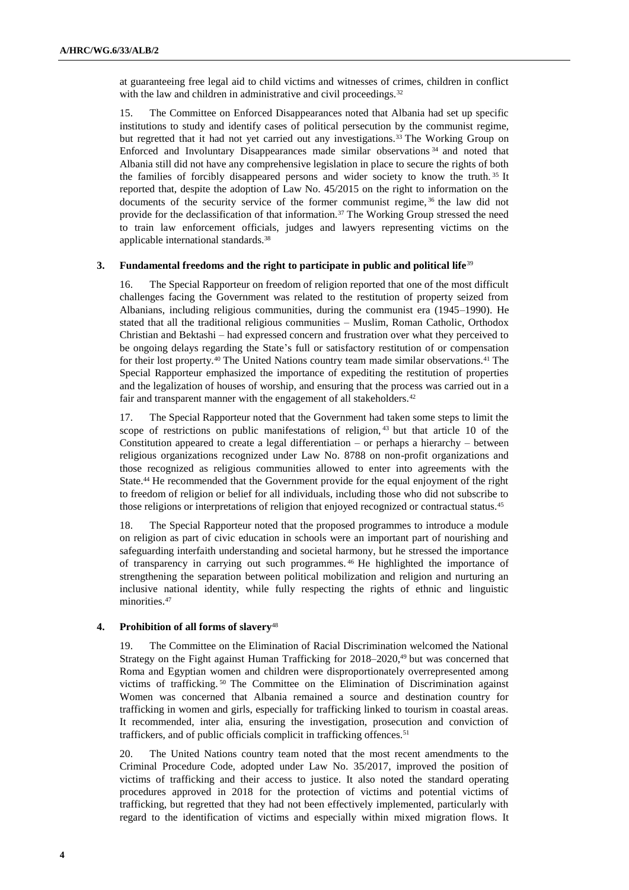at guaranteeing free legal aid to child victims and witnesses of crimes, children in conflict with the law and children in administrative and civil proceedings.[32]

15. The Committee on Enforced Disappearances noted that Albania had set up specific institutions to study and identify cases of political persecution by the communist regime, but regretted that it had not yet carried out any investigations.[33] The Working Group on Enforced and Involuntary Disappearances made similar observations[34] and noted that Albania still did not have any comprehensive legislation in place to secure the rights of both the families of forcibly disappeared persons and wider society to know the truth.[35] It reported that, despite the adoption of Law No. 45/2015 on the right to information on the documents of the security service of the former communist regime,[36] the law did not provide for the declassification of that information.[37] The Working Group stressed the need to train law enforcement officials, judges and lawyers representing victims on the applicable international standards.[38]

### 3. Fundamental freedoms and the right to participate in public and political life[39]

16. The Special Rapporteur on freedom of religion reported that one of the most difficult challenges facing the Government was related to the restitution of property seized from Albanians, including religious communities, during the communist era (1945–1990). He stated that all the traditional religious communities – Muslim, Roman Catholic, Orthodox Christian and Bektashi – had expressed concern and frustration over what they perceived to be ongoing delays regarding the State's full or satisfactory restitution of or compensation for their lost property.[40] The United Nations country team made similar observations.[41] The Special Rapporteur emphasized the importance of expediting the restitution of properties and the legalization of houses of worship, and ensuring that the process was carried out in a fair and transparent manner with the engagement of all stakeholders.[42]

17. The Special Rapporteur noted that the Government had taken some steps to limit the scope of restrictions on public manifestations of religion,[43] but that article 10 of the Constitution appeared to create a legal differentiation – or perhaps a hierarchy – between religious organizations recognized under Law No. 8788 on non-profit organizations and those recognized as religious communities allowed to enter into agreements with the State.[44] He recommended that the Government provide for the equal enjoyment of the right to freedom of religion or belief for all individuals, including those who did not subscribe to those religions or interpretations of religion that enjoyed recognized or contractual status.[45]

18. The Special Rapporteur noted that the proposed programmes to introduce a module on religion as part of civic education in schools were an important part of nourishing and safeguarding interfaith understanding and societal harmony, but he stressed the importance of transparency in carrying out such programmes.[46] He highlighted the importance of strengthening the separation between political mobilization and religion and nurturing an inclusive national identity, while fully respecting the rights of ethnic and linguistic minorities.[47]

### 4. Prohibition of all forms of slavery[48]

19. The Committee on the Elimination of Racial Discrimination welcomed the National Strategy on the Fight against Human Trafficking for 2018–2020,[49] but was concerned that Roma and Egyptian women and children were disproportionately overrepresented among victims of trafficking.[50] The Committee on the Elimination of Discrimination against Women was concerned that Albania remained a source and destination country for trafficking in women and girls, especially for trafficking linked to tourism in coastal areas. It recommended, inter alia, ensuring the investigation, prosecution and conviction of traffickers, and of public officials complicit in trafficking offences.[51]

20. The United Nations country team noted that the most recent amendments to the Criminal Procedure Code, adopted under Law No. 35/2017, improved the position of victims of trafficking and their access to justice. It also noted the standard operating procedures approved in 2018 for the protection of victims and potential victims of trafficking, but regretted that they had not been effectively implemented, particularly with regard to the identification of victims and especially within mixed migration flows. It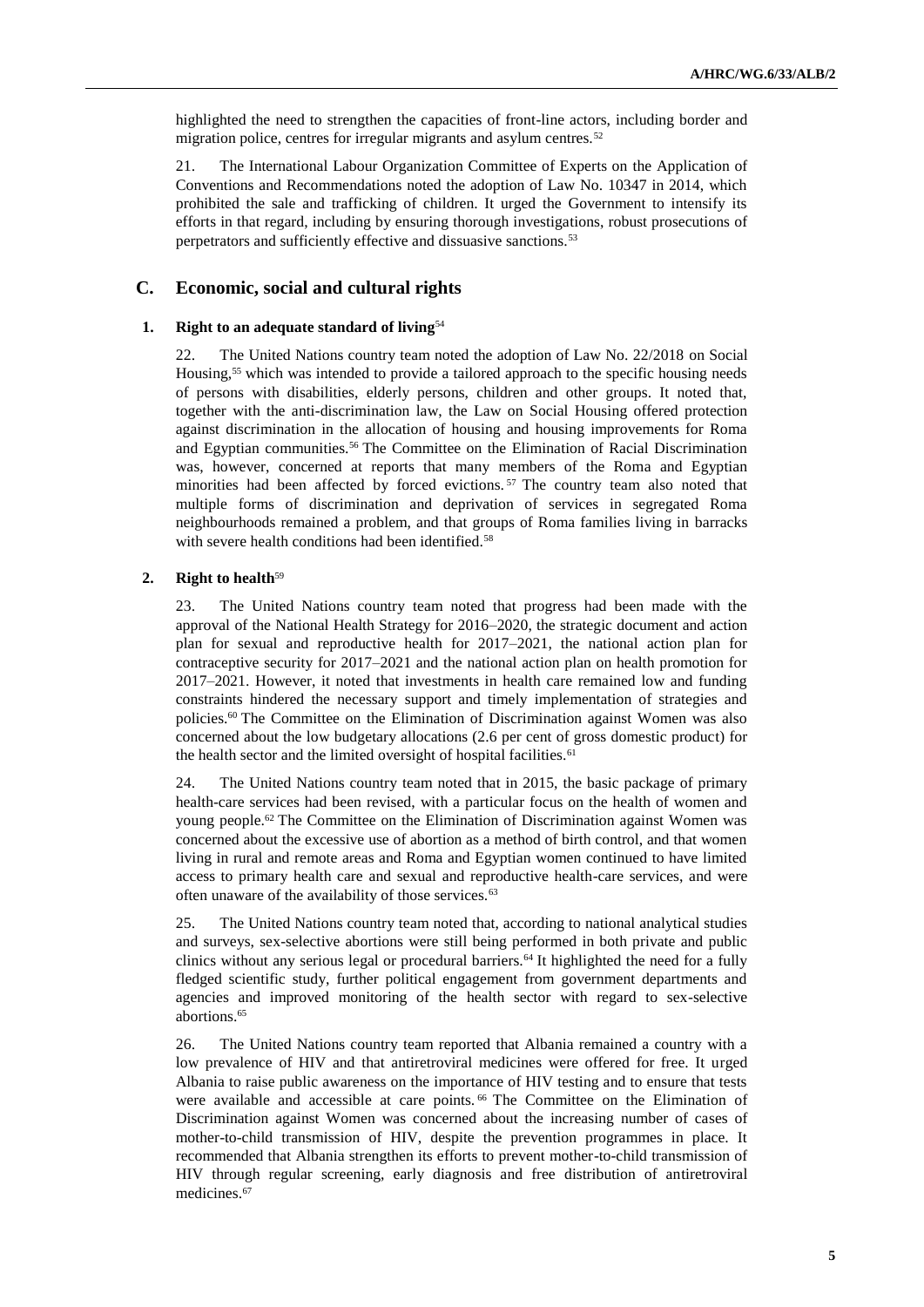highlighted the need to strengthen the capacities of front-line actors, including border and migration police, centres for irregular migrants and asylum centres.[52]

21. The International Labour Organization Committee of Experts on the Application of Conventions and Recommendations noted the adoption of Law No. 10347 in 2014, which prohibited the sale and trafficking of children. It urged the Government to intensify its efforts in that regard, including by ensuring thorough investigations, robust prosecutions of perpetrators and sufficiently effective and dissuasive sanctions.[53]

## C. Economic, social and cultural rights

### 1. Right to an adequate standard of living[54]

22. The United Nations country team noted the adoption of Law No. 22/2018 on Social Housing,[55] which was intended to provide a tailored approach to the specific housing needs of persons with disabilities, elderly persons, children and other groups. It noted that, together with the anti-discrimination law, the Law on Social Housing offered protection against discrimination in the allocation of housing and housing improvements for Roma and Egyptian communities.[56] The Committee on the Elimination of Racial Discrimination was, however, concerned at reports that many members of the Roma and Egyptian minorities had been affected by forced evictions.[57] The country team also noted that multiple forms of discrimination and deprivation of services in segregated Roma neighbourhoods remained a problem, and that groups of Roma families living in barracks with severe health conditions had been identified.[58]

### 2. Right to health[59]

23. The United Nations country team noted that progress had been made with the approval of the National Health Strategy for 2016–2020, the strategic document and action plan for sexual and reproductive health for 2017–2021, the national action plan for contraceptive security for 2017–2021 and the national action plan on health promotion for 2017–2021. However, it noted that investments in health care remained low and funding constraints hindered the necessary support and timely implementation of strategies and policies.[60] The Committee on the Elimination of Discrimination against Women was also concerned about the low budgetary allocations (2.6 per cent of gross domestic product) for the health sector and the limited oversight of hospital facilities.[61]

24. The United Nations country team noted that in 2015, the basic package of primary health-care services had been revised, with a particular focus on the health of women and young people.[62] The Committee on the Elimination of Discrimination against Women was concerned about the excessive use of abortion as a method of birth control, and that women living in rural and remote areas and Roma and Egyptian women continued to have limited access to primary health care and sexual and reproductive health-care services, and were often unaware of the availability of those services.[63]

25. The United Nations country team noted that, according to national analytical studies and surveys, sex-selective abortions were still being performed in both private and public clinics without any serious legal or procedural barriers.[64] It highlighted the need for a fully fledged scientific study, further political engagement from government departments and agencies and improved monitoring of the health sector with regard to sex-selective abortions.[65]

26. The United Nations country team reported that Albania remained a country with a low prevalence of HIV and that antiretroviral medicines were offered for free. It urged Albania to raise public awareness on the importance of HIV testing and to ensure that tests were available and accessible at care points.[66] The Committee on the Elimination of Discrimination against Women was concerned about the increasing number of cases of mother-to-child transmission of HIV, despite the prevention programmes in place. It recommended that Albania strengthen its efforts to prevent mother-to-child transmission of HIV through regular screening, early diagnosis and free distribution of antiretroviral medicines.[67]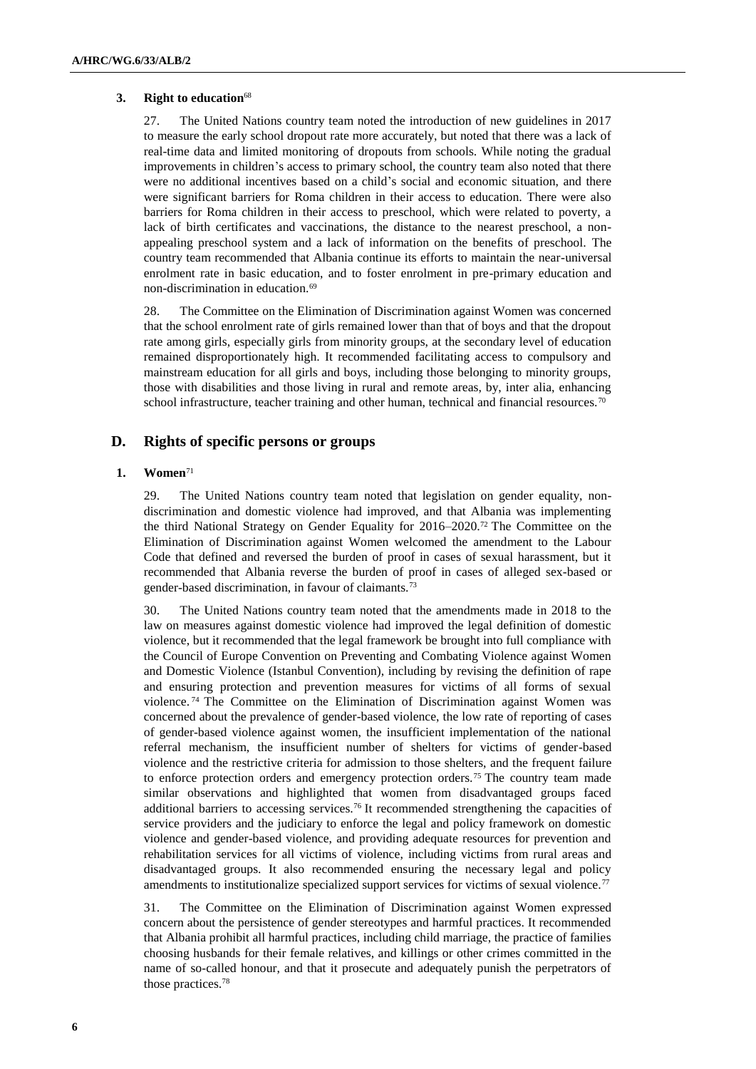### 3. Right to education[68]

27. The United Nations country team noted the introduction of new guidelines in 2017 to measure the early school dropout rate more accurately, but noted that there was a lack of real-time data and limited monitoring of dropouts from schools. While noting the gradual improvements in children's access to primary school, the country team also noted that there were no additional incentives based on a child's social and economic situation, and there were significant barriers for Roma children in their access to education. There were also barriers for Roma children in their access to preschool, which were related to poverty, a lack of birth certificates and vaccinations, the distance to the nearest preschool, a non-appealing preschool system and a lack of information on the benefits of preschool. The country team recommended that Albania continue its efforts to maintain the near-universal enrolment rate in basic education, and to foster enrolment in pre-primary education and non-discrimination in education.[69]

28. The Committee on the Elimination of Discrimination against Women was concerned that the school enrolment rate of girls remained lower than that of boys and that the dropout rate among girls, especially girls from minority groups, at the secondary level of education remained disproportionately high. It recommended facilitating access to compulsory and mainstream education for all girls and boys, including those belonging to minority groups, those with disabilities and those living in rural and remote areas, by, inter alia, enhancing school infrastructure, teacher training and other human, technical and financial resources.[70]

## D. Rights of specific persons or groups

### 1. Women[71]

29. The United Nations country team noted that legislation on gender equality, non-discrimination and domestic violence had improved, and that Albania was implementing the third National Strategy on Gender Equality for 2016–2020.[72] The Committee on the Elimination of Discrimination against Women welcomed the amendment to the Labour Code that defined and reversed the burden of proof in cases of sexual harassment, but it recommended that Albania reverse the burden of proof in cases of alleged sex-based or gender-based discrimination, in favour of claimants.[73]

30. The United Nations country team noted that the amendments made in 2018 to the law on measures against domestic violence had improved the legal definition of domestic violence, but it recommended that the legal framework be brought into full compliance with the Council of Europe Convention on Preventing and Combating Violence against Women and Domestic Violence (Istanbul Convention), including by revising the definition of rape and ensuring protection and prevention measures for victims of all forms of sexual violence.[74] The Committee on the Elimination of Discrimination against Women was concerned about the prevalence of gender-based violence, the low rate of reporting of cases of gender-based violence against women, the insufficient implementation of the national referral mechanism, the insufficient number of shelters for victims of gender-based violence and the restrictive criteria for admission to those shelters, and the frequent failure to enforce protection orders and emergency protection orders.[75] The country team made similar observations and highlighted that women from disadvantaged groups faced additional barriers to accessing services.[76] It recommended strengthening the capacities of service providers and the judiciary to enforce the legal and policy framework on domestic violence and gender-based violence, and providing adequate resources for prevention and rehabilitation services for all victims of violence, including victims from rural areas and disadvantaged groups. It also recommended ensuring the necessary legal and policy amendments to institutionalize specialized support services for victims of sexual violence.[77]

31. The Committee on the Elimination of Discrimination against Women expressed concern about the persistence of gender stereotypes and harmful practices. It recommended that Albania prohibit all harmful practices, including child marriage, the practice of families choosing husbands for their female relatives, and killings or other crimes committed in the name of so-called honour, and that it prosecute and adequately punish the perpetrators of those practices.[78]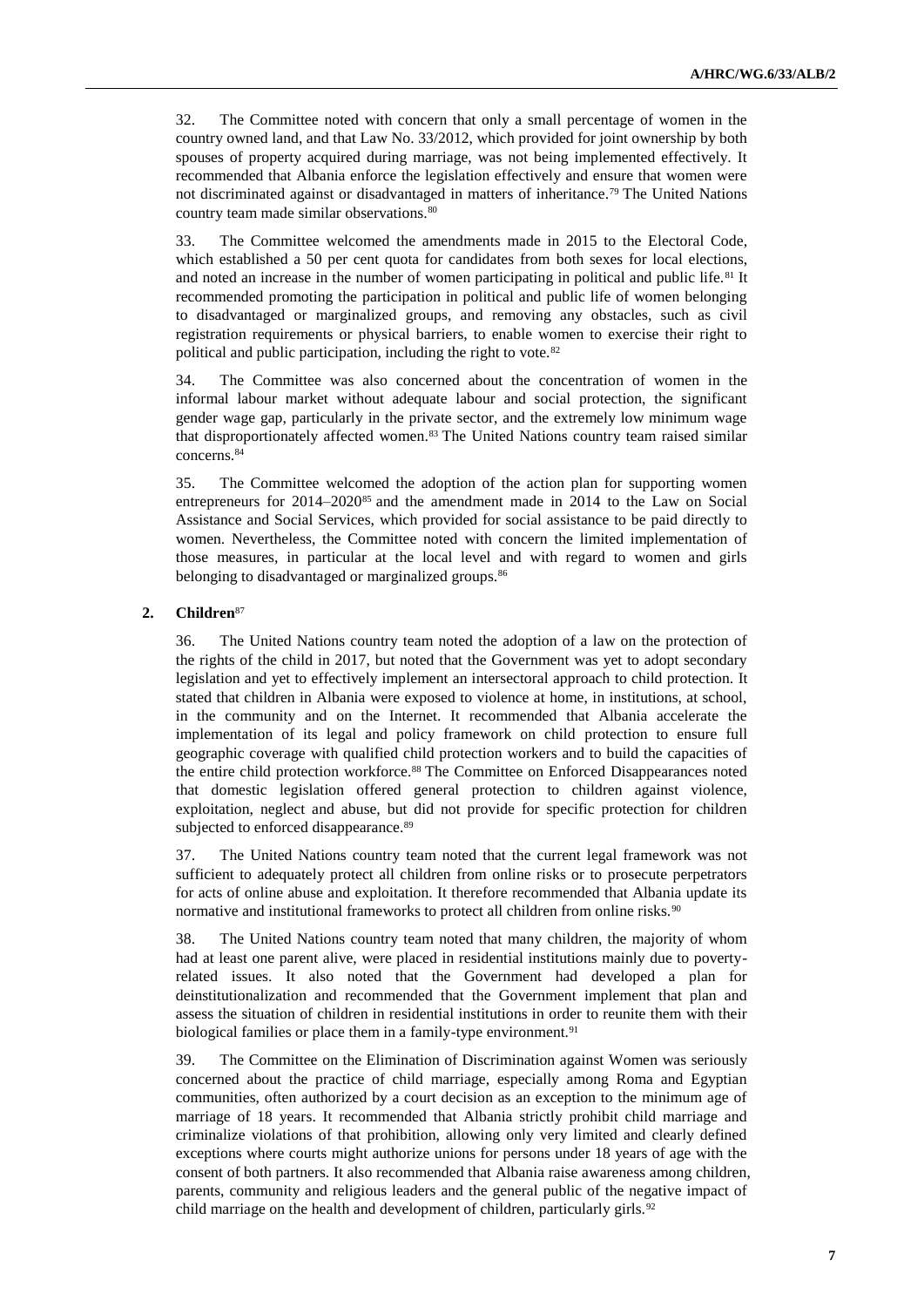32. The Committee noted with concern that only a small percentage of women in the country owned land, and that Law No. 33/2012, which provided for joint ownership by both spouses of property acquired during marriage, was not being implemented effectively. It recommended that Albania enforce the legislation effectively and ensure that women were not discriminated against or disadvantaged in matters of inheritance.[79] The United Nations country team made similar observations.[80]

33. The Committee welcomed the amendments made in 2015 to the Electoral Code, which established a 50 per cent quota for candidates from both sexes for local elections, and noted an increase in the number of women participating in political and public life.[81] It recommended promoting the participation in political and public life of women belonging to disadvantaged or marginalized groups, and removing any obstacles, such as civil registration requirements or physical barriers, to enable women to exercise their right to political and public participation, including the right to vote.[82]

34. The Committee was also concerned about the concentration of women in the informal labour market without adequate labour and social protection, the significant gender wage gap, particularly in the private sector, and the extremely low minimum wage that disproportionately affected women.[83] The United Nations country team raised similar concerns.[84]

35. The Committee welcomed the adoption of the action plan for supporting women entrepreneurs for 2014–2020[85] and the amendment made in 2014 to the Law on Social Assistance and Social Services, which provided for social assistance to be paid directly to women. Nevertheless, the Committee noted with concern the limited implementation of those measures, in particular at the local level and with regard to women and girls belonging to disadvantaged or marginalized groups.[86]

## 2. Children[87]

36. The United Nations country team noted the adoption of a law on the protection of the rights of the child in 2017, but noted that the Government was yet to adopt secondary legislation and yet to effectively implement an intersectoral approach to child protection. It stated that children in Albania were exposed to violence at home, in institutions, at school, in the community and on the Internet. It recommended that Albania accelerate the implementation of its legal and policy framework on child protection to ensure full geographic coverage with qualified child protection workers and to build the capacities of the entire child protection workforce.[88] The Committee on Enforced Disappearances noted that domestic legislation offered general protection to children against violence, exploitation, neglect and abuse, but did not provide for specific protection for children subjected to enforced disappearance.[89]

37. The United Nations country team noted that the current legal framework was not sufficient to adequately protect all children from online risks or to prosecute perpetrators for acts of online abuse and exploitation. It therefore recommended that Albania update its normative and institutional frameworks to protect all children from online risks.[90]

38. The United Nations country team noted that many children, the majority of whom had at least one parent alive, were placed in residential institutions mainly due to poverty-related issues. It also noted that the Government had developed a plan for deinstitutionalization and recommended that the Government implement that plan and assess the situation of children in residential institutions in order to reunite them with their biological families or place them in a family-type environment.[91]

39. The Committee on the Elimination of Discrimination against Women was seriously concerned about the practice of child marriage, especially among Roma and Egyptian communities, often authorized by a court decision as an exception to the minimum age of marriage of 18 years. It recommended that Albania strictly prohibit child marriage and criminalize violations of that prohibition, allowing only very limited and clearly defined exceptions where courts might authorize unions for persons under 18 years of age with the consent of both partners. It also recommended that Albania raise awareness among children, parents, community and religious leaders and the general public of the negative impact of child marriage on the health and development of children, particularly girls.[92]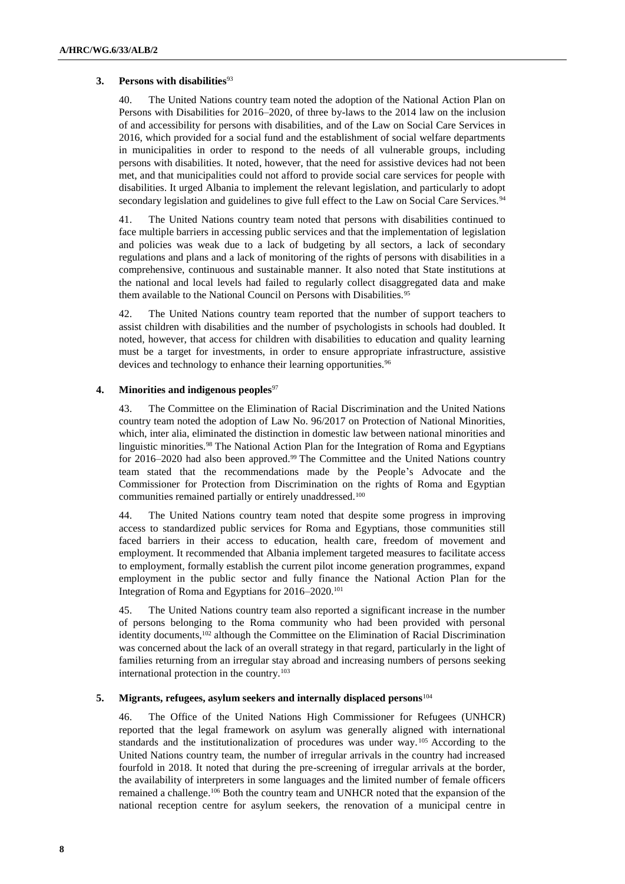### 3. Persons with disabilities[93]

40. The United Nations country team noted the adoption of the National Action Plan on Persons with Disabilities for 2016–2020, of three by-laws to the 2014 law on the inclusion of and accessibility for persons with disabilities, and of the Law on Social Care Services in 2016, which provided for a social fund and the establishment of social welfare departments in municipalities in order to respond to the needs of all vulnerable groups, including persons with disabilities. It noted, however, that the need for assistive devices had not been met, and that municipalities could not afford to provide social care services for people with disabilities. It urged Albania to implement the relevant legislation, and particularly to adopt secondary legislation and guidelines to give full effect to the Law on Social Care Services.[94]

41. The United Nations country team noted that persons with disabilities continued to face multiple barriers in accessing public services and that the implementation of legislation and policies was weak due to a lack of budgeting by all sectors, a lack of secondary regulations and plans and a lack of monitoring of the rights of persons with disabilities in a comprehensive, continuous and sustainable manner. It also noted that State institutions at the national and local levels had failed to regularly collect disaggregated data and make them available to the National Council on Persons with Disabilities.[95]

42. The United Nations country team reported that the number of support teachers to assist children with disabilities and the number of psychologists in schools had doubled. It noted, however, that access for children with disabilities to education and quality learning must be a target for investments, in order to ensure appropriate infrastructure, assistive devices and technology to enhance their learning opportunities.[96]

### 4. Minorities and indigenous peoples[97]

43. The Committee on the Elimination of Racial Discrimination and the United Nations country team noted the adoption of Law No. 96/2017 on Protection of National Minorities, which, inter alia, eliminated the distinction in domestic law between national minorities and linguistic minorities.[98] The National Action Plan for the Integration of Roma and Egyptians for 2016–2020 had also been approved.[99] The Committee and the United Nations country team stated that the recommendations made by the People's Advocate and the Commissioner for Protection from Discrimination on the rights of Roma and Egyptian communities remained partially or entirely unaddressed.[100]

44. The United Nations country team noted that despite some progress in improving access to standardized public services for Roma and Egyptians, those communities still faced barriers in their access to education, health care, freedom of movement and employment. It recommended that Albania implement targeted measures to facilitate access to employment, formally establish the current pilot income generation programmes, expand employment in the public sector and fully finance the National Action Plan for the Integration of Roma and Egyptians for 2016–2020.[101]

45. The United Nations country team also reported a significant increase in the number of persons belonging to the Roma community who had been provided with personal identity documents,[102] although the Committee on the Elimination of Racial Discrimination was concerned about the lack of an overall strategy in that regard, particularly in the light of families returning from an irregular stay abroad and increasing numbers of persons seeking international protection in the country.[103]

### 5. Migrants, refugees, asylum seekers and internally displaced persons[104]

46. The Office of the United Nations High Commissioner for Refugees (UNHCR) reported that the legal framework on asylum was generally aligned with international standards and the institutionalization of procedures was under way.[105] According to the United Nations country team, the number of irregular arrivals in the country had increased fourfold in 2018. It noted that during the pre-screening of irregular arrivals at the border, the availability of interpreters in some languages and the limited number of female officers remained a challenge.[106] Both the country team and UNHCR noted that the expansion of the national reception centre for asylum seekers, the renovation of a municipal centre in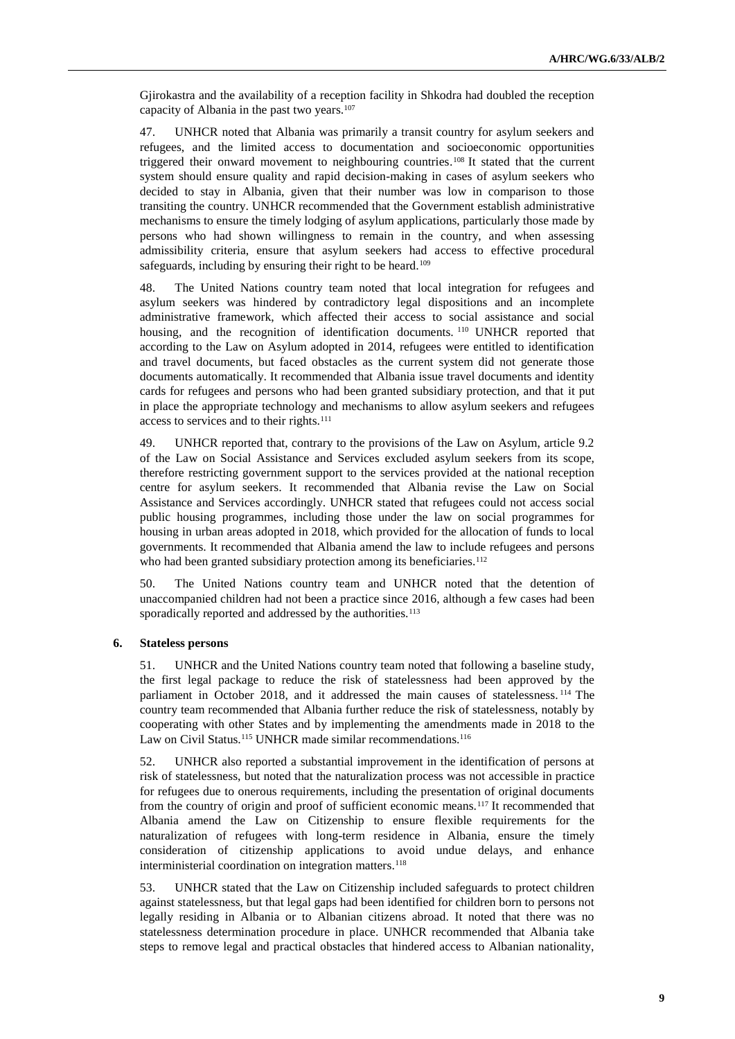Gjirokastra and the availability of a reception facility in Shkodra had doubled the reception capacity of Albania in the past two years.[107]

47. UNHCR noted that Albania was primarily a transit country for asylum seekers and refugees, and the limited access to documentation and socioeconomic opportunities triggered their onward movement to neighbouring countries.[108] It stated that the current system should ensure quality and rapid decision-making in cases of asylum seekers who decided to stay in Albania, given that their number was low in comparison to those transiting the country. UNHCR recommended that the Government establish administrative mechanisms to ensure the timely lodging of asylum applications, particularly those made by persons who had shown willingness to remain in the country, and when assessing admissibility criteria, ensure that asylum seekers had access to effective procedural safeguards, including by ensuring their right to be heard.[109]

48. The United Nations country team noted that local integration for refugees and asylum seekers was hindered by contradictory legal dispositions and an incomplete administrative framework, which affected their access to social assistance and social housing, and the recognition of identification documents.[110] UNHCR reported that according to the Law on Asylum adopted in 2014, refugees were entitled to identification and travel documents, but faced obstacles as the current system did not generate those documents automatically. It recommended that Albania issue travel documents and identity cards for refugees and persons who had been granted subsidiary protection, and that it put in place the appropriate technology and mechanisms to allow asylum seekers and refugees access to services and to their rights.[111]

49. UNHCR reported that, contrary to the provisions of the Law on Asylum, article 9.2 of the Law on Social Assistance and Services excluded asylum seekers from its scope, therefore restricting government support to the services provided at the national reception centre for asylum seekers. It recommended that Albania revise the Law on Social Assistance and Services accordingly. UNHCR stated that refugees could not access social public housing programmes, including those under the law on social programmes for housing in urban areas adopted in 2018, which provided for the allocation of funds to local governments. It recommended that Albania amend the law to include refugees and persons who had been granted subsidiary protection among its beneficiaries.[112]

50. The United Nations country team and UNHCR noted that the detention of unaccompanied children had not been a practice since 2016, although a few cases had been sporadically reported and addressed by the authorities.[113]

### 6. Stateless persons

51. UNHCR and the United Nations country team noted that following a baseline study, the first legal package to reduce the risk of statelessness had been approved by the parliament in October 2018, and it addressed the main causes of statelessness.[114] The country team recommended that Albania further reduce the risk of statelessness, notably by cooperating with other States and by implementing the amendments made in 2018 to the Law on Civil Status.[115] UNHCR made similar recommendations.[116]

52. UNHCR also reported a substantial improvement in the identification of persons at risk of statelessness, but noted that the naturalization process was not accessible in practice for refugees due to onerous requirements, including the presentation of original documents from the country of origin and proof of sufficient economic means.[117] It recommended that Albania amend the Law on Citizenship to ensure flexible requirements for the naturalization of refugees with long-term residence in Albania, ensure the timely consideration of citizenship applications to avoid undue delays, and enhance interministerial coordination on integration matters.[118]

53. UNHCR stated that the Law on Citizenship included safeguards to protect children against statelessness, but that legal gaps had been identified for children born to persons not legally residing in Albania or to Albanian citizens abroad. It noted that there was no statelessness determination procedure in place. UNHCR recommended that Albania take steps to remove legal and practical obstacles that hindered access to Albanian nationality,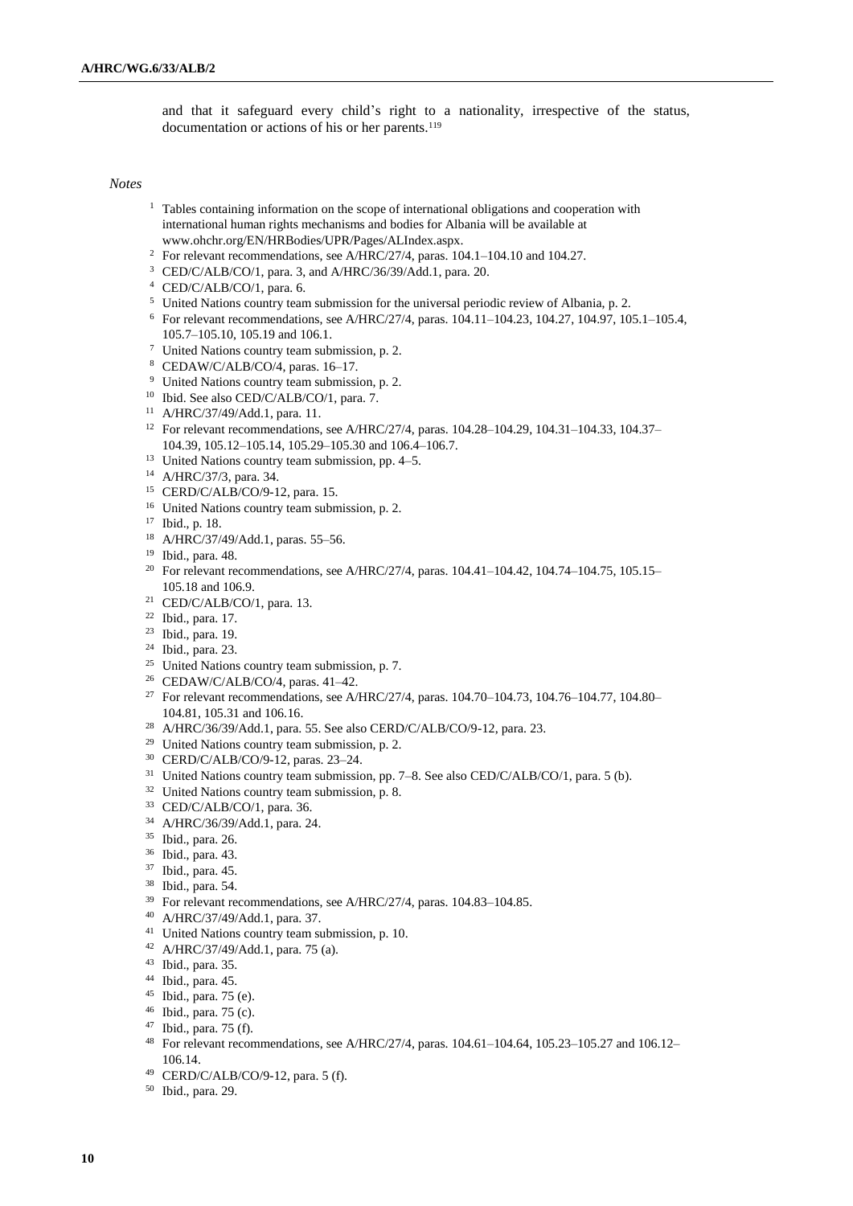and that it safeguard every child's right to a nationality, irrespective of the status, documentation or actions of his or her parents.[119]

*Notes*

[1] Tables containing information on the scope of international obligations and cooperation with international human rights mechanisms and bodies for Albania will be available at www.ohchr.org/EN/HRBodies/UPR/Pages/ALIndex.aspx.

[2] For relevant recommendations, see A/HRC/27/4, paras. 104.1–104.10 and 104.27.

[3] CED/C/ALB/CO/1, para. 3, and A/HRC/36/39/Add.1, para. 20.

[4] CED/C/ALB/CO/1, para. 6.

[5] United Nations country team submission for the universal periodic review of Albania, p. 2.

[6] For relevant recommendations, see A/HRC/27/4, paras. 104.11–104.23, 104.27, 104.97, 105.1–105.4, 105.7–105.10, 105.19 and 106.1.

[7] United Nations country team submission, p. 2.

[8] CEDAW/C/ALB/CO/4, paras. 16–17.

[9] United Nations country team submission, p. 2.

[10] Ibid. See also CED/C/ALB/CO/1, para. 7.

[11] A/HRC/37/49/Add.1, para. 11.

[12] For relevant recommendations, see A/HRC/27/4, paras. 104.28–104.29, 104.31–104.33, 104.37–104.39, 105.12–105.14, 105.29–105.30 and 106.4–106.7.

[13] United Nations country team submission, pp. 4–5.

[14] A/HRC/37/3, para. 34.

[15] CERD/C/ALB/CO/9-12, para. 15.

[16] United Nations country team submission, p. 2.

[17] Ibid., p. 18.

[18] A/HRC/37/49/Add.1, paras. 55–56.

[19] Ibid., para. 48.

[20] For relevant recommendations, see A/HRC/27/4, paras. 104.41–104.42, 104.74–104.75, 105.15–105.18 and 106.9.

[21] CED/C/ALB/CO/1, para. 13.

[22] Ibid., para. 17.

[23] Ibid., para. 19.

[24] Ibid., para. 23.

[25] United Nations country team submission, p. 7.

[26] CEDAW/C/ALB/CO/4, paras. 41–42.

[27] For relevant recommendations, see A/HRC/27/4, paras. 104.70–104.73, 104.76–104.77, 104.80–104.81, 105.31 and 106.16.

[28] A/HRC/36/39/Add.1, para. 55. See also CERD/C/ALB/CO/9-12, para. 23.

[29] United Nations country team submission, p. 2.

[30] CERD/C/ALB/CO/9-12, paras. 23–24.

[31] United Nations country team submission, pp. 7–8. See also CED/C/ALB/CO/1, para. 5 (b).

[32] United Nations country team submission, p. 8.

[33] CED/C/ALB/CO/1, para. 36.

[34] A/HRC/36/39/Add.1, para. 24.

[35] Ibid., para. 26.

[36] Ibid., para. 43.

[37] Ibid., para. 45.

[38] Ibid., para. 54.

[39] For relevant recommendations, see A/HRC/27/4, paras. 104.83–104.85.

[40] A/HRC/37/49/Add.1, para. 37.

[41] United Nations country team submission, p. 10.

[42] A/HRC/37/49/Add.1, para. 75 (a).

[43] Ibid., para. 35.

[44] Ibid., para. 45.

[45] Ibid., para. 75 (e).

[46] Ibid., para. 75 (c).

[47] Ibid., para. 75 (f).

[48] For relevant recommendations, see A/HRC/27/4, paras. 104.61–104.64, 105.23–105.27 and 106.12–106.14.

[49] CERD/C/ALB/CO/9-12, para. 5 (f).

[50] Ibid., para. 29.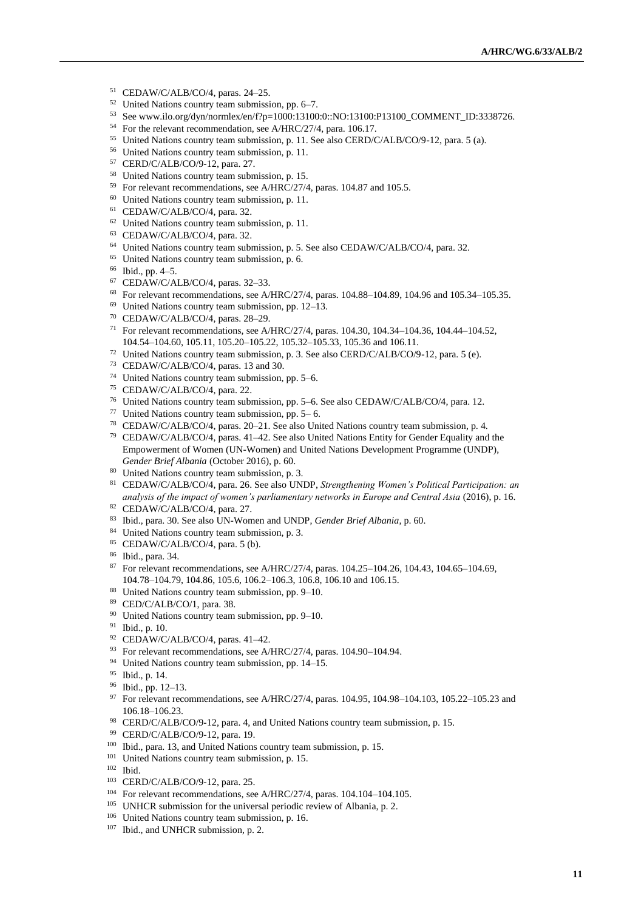[51] CEDAW/C/ALB/CO/4, paras. 24–25.

[52] United Nations country team submission, pp. 6–7.

[53] See www.ilo.org/dyn/normlex/en/f?p=1000:13100:0::NO:13100:P13100_COMMENT_ID:3338726.

[54] For the relevant recommendation, see A/HRC/27/4, para. 106.17.

[55] United Nations country team submission, p. 11. See also CERD/C/ALB/CO/9-12, para. 5 (a).

[56] United Nations country team submission, p. 11.

[57] CERD/C/ALB/CO/9-12, para. 27.

[58] United Nations country team submission, p. 15.

[59] For relevant recommendations, see A/HRC/27/4, paras. 104.87 and 105.5.

[60] United Nations country team submission, p. 11.

[61] CEDAW/C/ALB/CO/4, para. 32.

[62] United Nations country team submission, p. 11.

[63] CEDAW/C/ALB/CO/4, para. 32.

[64] United Nations country team submission, p. 5. See also CEDAW/C/ALB/CO/4, para. 32.

[65] United Nations country team submission, p. 6.

[66] Ibid., pp. 4–5.

[67] CEDAW/C/ALB/CO/4, paras. 32–33.

[68] For relevant recommendations, see A/HRC/27/4, paras. 104.88–104.89, 104.96 and 105.34–105.35.

[69] United Nations country team submission, pp. 12–13.

[70] CEDAW/C/ALB/CO/4, paras. 28–29.

[71] For relevant recommendations, see A/HRC/27/4, paras. 104.30, 104.34–104.36, 104.44–104.52, 104.54–104.60, 105.11, 105.20–105.22, 105.32–105.33, 105.36 and 106.11.

[72] United Nations country team submission, p. 3. See also CERD/C/ALB/CO/9-12, para. 5 (e).

[73] CEDAW/C/ALB/CO/4, paras. 13 and 30.

[74] United Nations country team submission, pp. 5–6.

[75] CEDAW/C/ALB/CO/4, para. 22.

[76] United Nations country team submission, pp. 5–6. See also CEDAW/C/ALB/CO/4, para. 12.

[77] United Nations country team submission, pp. 5– 6.

[78] CEDAW/C/ALB/CO/4, paras. 20–21. See also United Nations country team submission, p. 4.

[79] CEDAW/C/ALB/CO/4, paras. 41–42. See also United Nations Entity for Gender Equality and the Empowerment of Women (UN-Women) and United Nations Development Programme (UNDP), *Gender Brief Albania* (October 2016), p. 60.

[80] United Nations country team submission, p. 3.

[81] CEDAW/C/ALB/CO/4, para. 26. See also UNDP, *Strengthening Women's Political Participation: an analysis of the impact of women's parliamentary networks in Europe and Central Asia* (2016), p. 16.

[82] CEDAW/C/ALB/CO/4, para. 27.

[83] Ibid., para. 30. See also UN-Women and UNDP, *Gender Brief Albania*, p. 60.

[84] United Nations country team submission, p. 3.

[85] CEDAW/C/ALB/CO/4, para. 5 (b).

[86] Ibid., para. 34.

[87] For relevant recommendations, see A/HRC/27/4, paras. 104.25–104.26, 104.43, 104.65–104.69, 104.78–104.79, 104.86, 105.6, 106.2–106.3, 106.8, 106.10 and 106.15.

[88] United Nations country team submission, pp. 9–10.

[89] CED/C/ALB/CO/1, para. 38.

[90] United Nations country team submission, pp. 9–10.

[91] Ibid., p. 10.

[92] CEDAW/C/ALB/CO/4, paras. 41–42.

[93] For relevant recommendations, see A/HRC/27/4, paras. 104.90–104.94.

[94] United Nations country team submission, pp. 14–15.

[95] Ibid., p. 14.

[96] Ibid., pp. 12–13.

[97] For relevant recommendations, see A/HRC/27/4, paras. 104.95, 104.98–104.103, 105.22–105.23 and 106.18–106.23.

[98] CERD/C/ALB/CO/9-12, para. 4, and United Nations country team submission, p. 15.

[99] CERD/C/ALB/CO/9-12, para. 19.

[100] Ibid., para. 13, and United Nations country team submission, p. 15.

[101] United Nations country team submission, p. 15.

[102] Ibid.

[103] CERD/C/ALB/CO/9-12, para. 25.

[104] For relevant recommendations, see A/HRC/27/4, paras. 104.104–104.105.

[105] UNHCR submission for the universal periodic review of Albania, p. 2.

[106] United Nations country team submission, p. 16.

[107] Ibid., and UNHCR submission, p. 2.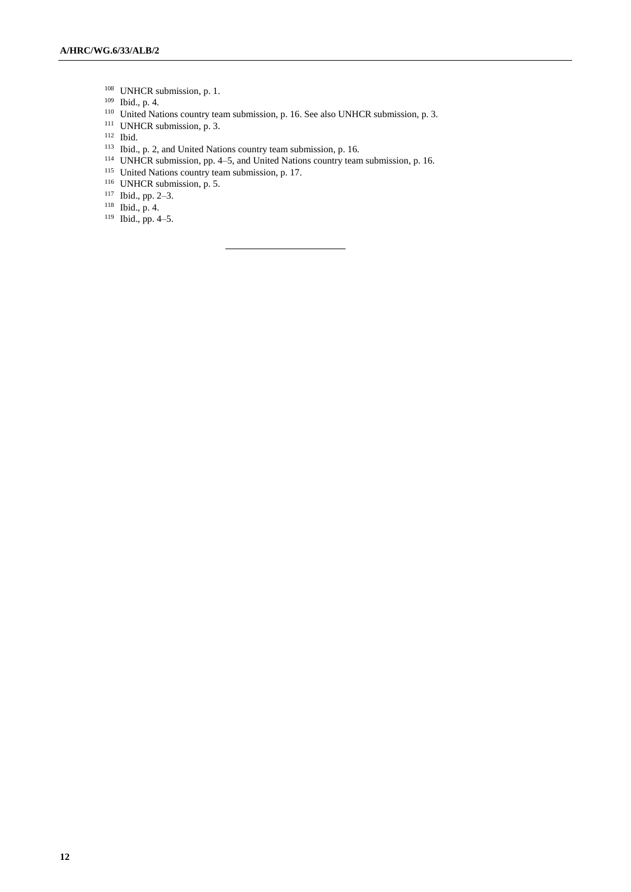[108] UNHCR submission, p. 1.

[109] Ibid., p. 4.

[110] United Nations country team submission, p. 16. See also UNHCR submission, p. 3.

[111] UNHCR submission, p. 3.

[112] Ibid.

[113] Ibid., p. 2, and United Nations country team submission, p. 16.

[114] UNHCR submission, pp. 4–5, and United Nations country team submission, p. 16.

[115] United Nations country team submission, p. 17.

[116] UNHCR submission, p. 5.

[117] Ibid., pp. 2–3.

[118] Ibid., p. 4.

[119] Ibid., pp. 4–5.